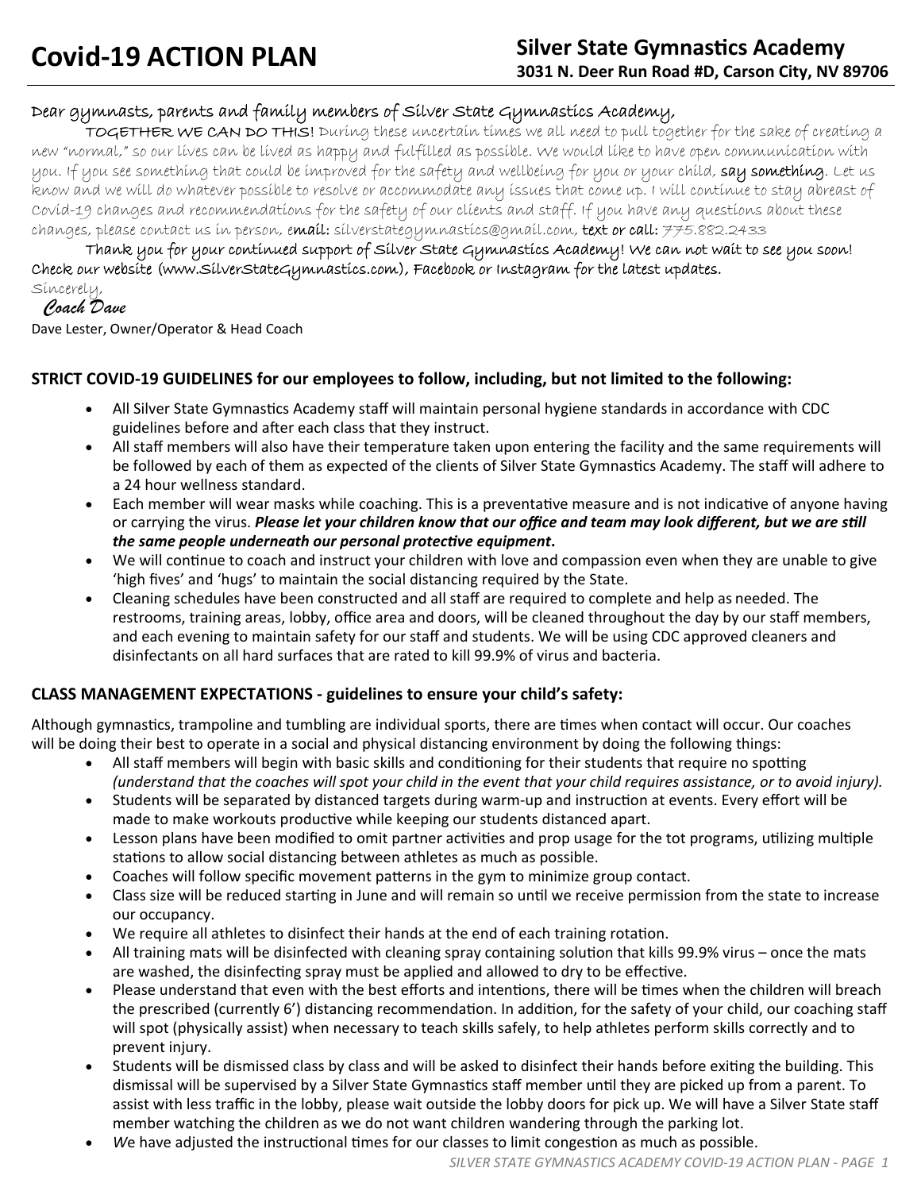# Covid-19 ACTION PLAN

**Silver State Gymnastics Academy**
**3031 N. Deer Run Road #D, Carson City, NV 89706**

Dear gymnasts, parents and family members of Silver State Gymnastics Academy,

TOGETHER WE CAN DO THIS! During these uncertain times we all need to pull together for the sake of creating a new "normal," so our lives can be lived as happy and fulfilled as possible. We would like to have open communication with you. If you see something that could be improved for the safety and wellbeing for you or your child, **say something**. Let us know and we will do whatever possible to resolve or accommodate any issues that come up. I will continue to stay abreast of Covid-19 changes and recommendations for the safety of our clients and staff. If you have any questions about these changes, please contact us in person, **email:** silverstategymnastics@gmail.com, **text or call:** 775.882.2433

Thank you for your continued support of Silver State Gymnastics Academy! We can not wait to see you soon! Check our website (www.SilverStateGymnastics.com), Facebook or Instagram for the latest updates.

Sincerely,

*Coach Dave*

Dave Lester, Owner/Operator & Head Coach

## STRICT COVID-19 GUIDELINES for our employees to follow, including, but not limited to the following:

- All Silver State Gymnastics Academy staff will maintain personal hygiene standards in accordance with CDC guidelines before and after each class that they instruct.
- All staff members will also have their temperature taken upon entering the facility and the same requirements will be followed by each of them as expected of the clients of Silver State Gymnastics Academy. The staff will adhere to a 24 hour wellness standard.
- Each member will wear masks while coaching. This is a preventative measure and is not indicative of anyone having or carrying the virus. ***Please let your children know that our office and team may look different, but we are still the same people underneath our personal protective equipment*.**
- We will continue to coach and instruct your children with love and compassion even when they are unable to give 'high fives' and 'hugs' to maintain the social distancing required by the State.
- Cleaning schedules have been constructed and all staff are required to complete and help as needed. The restrooms, training areas, lobby, office area and doors, will be cleaned throughout the day by our staff members, and each evening to maintain safety for our staff and students. We will be using CDC approved cleaners and disinfectants on all hard surfaces that are rated to kill 99.9% of virus and bacteria.

## CLASS MANAGEMENT EXPECTATIONS - guidelines to ensure your child's safety:

Although gymnastics, trampoline and tumbling are individual sports, there are times when contact will occur. Our coaches will be doing their best to operate in a social and physical distancing environment by doing the following things:

- All staff members will begin with basic skills and conditioning for their students that require no spotting *(understand that the coaches will spot your child in the event that your child requires assistance, or to avoid injury).*
- Students will be separated by distanced targets during warm-up and instruction at events. Every effort will be made to make workouts productive while keeping our students distanced apart.
- Lesson plans have been modified to omit partner activities and prop usage for the tot programs, utilizing multiple stations to allow social distancing between athletes as much as possible.
- Coaches will follow specific movement patterns in the gym to minimize group contact.
- Class size will be reduced starting in June and will remain so until we receive permission from the state to increase our occupancy.
- We require all athletes to disinfect their hands at the end of each training rotation.
- All training mats will be disinfected with cleaning spray containing solution that kills 99.9% virus – once the mats are washed, the disinfecting spray must be applied and allowed to dry to be effective.
- Please understand that even with the best efforts and intentions, there will be times when the children will breach the prescribed (currently 6') distancing recommendation. In addition, for the safety of your child, our coaching staff will spot (physically assist) when necessary to teach skills safely, to help athletes perform skills correctly and to prevent injury.
- Students will be dismissed class by class and will be asked to disinfect their hands before exiting the building. This dismissal will be supervised by a Silver State Gymnastics staff member until they are picked up from a parent. To assist with less traffic in the lobby, please wait outside the lobby doors for pick up. We will have a Silver State staff member watching the children as we do not want children wandering through the parking lot.
- *W*e have adjusted the instructional times for our classes to limit congestion as much as possible.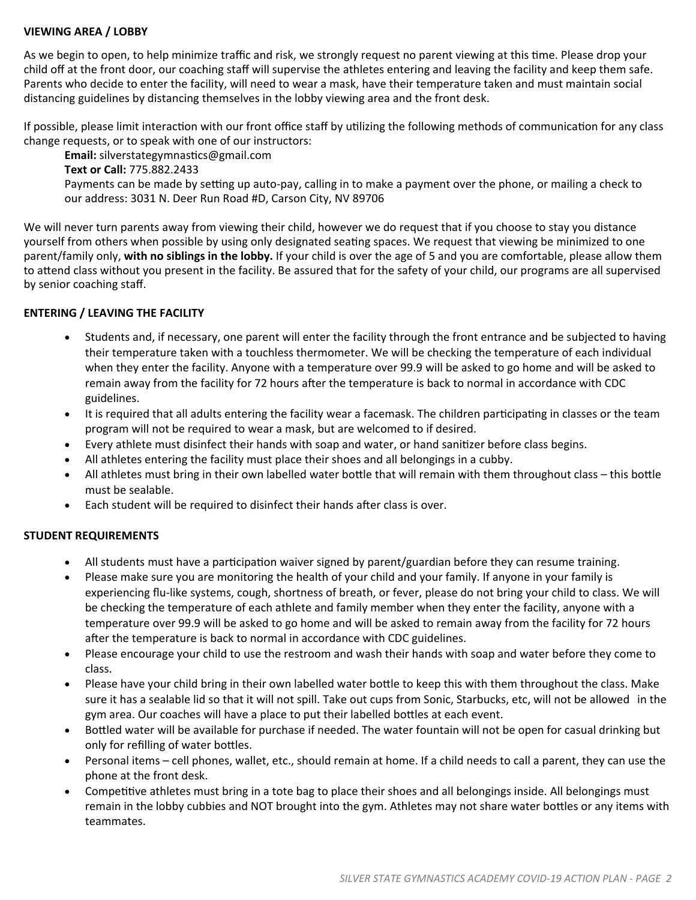**VIEWING AREA / LOBBY**

As we begin to open, to help minimize traffic and risk, we strongly request no parent viewing at this time. Please drop your child off at the front door, our coaching staff will supervise the athletes entering and leaving the facility and keep them safe. Parents who decide to enter the facility, will need to wear a mask, have their temperature taken and must maintain social distancing guidelines by distancing themselves in the lobby viewing area and the front desk.

If possible, please limit interaction with our front office staff by utilizing the following methods of communication for any class change requests, or to speak with one of our instructors:

**Email:** silverstategymnastics@gmail.com
**Text or Call:** 775.882.2433
Payments can be made by setting up auto-pay, calling in to make a payment over the phone, or mailing a check to our address: 3031 N. Deer Run Road #D, Carson City, NV 89706

We will never turn parents away from viewing their child, however we do request that if you choose to stay you distance yourself from others when possible by using only designated seating spaces. We request that viewing be minimized to one parent/family only, **with no siblings in the lobby.** If your child is over the age of 5 and you are comfortable, please allow them to attend class without you present in the facility. Be assured that for the safety of your child, our programs are all supervised by senior coaching staff.

**ENTERING / LEAVING THE FACILITY**

- Students and, if necessary, one parent will enter the facility through the front entrance and be subjected to having their temperature taken with a touchless thermometer. We will be checking the temperature of each individual when they enter the facility. Anyone with a temperature over 99.9 will be asked to go home and will be asked to remain away from the facility for 72 hours after the temperature is back to normal in accordance with CDC guidelines.
- It is required that all adults entering the facility wear a facemask. The children participating in classes or the team program will not be required to wear a mask, but are welcomed to if desired.
- Every athlete must disinfect their hands with soap and water, or hand sanitizer before class begins.
- All athletes entering the facility must place their shoes and all belongings in a cubby.
- All athletes must bring in their own labelled water bottle that will remain with them throughout class – this bottle must be sealable.
- Each student will be required to disinfect their hands after class is over.

**STUDENT REQUIREMENTS**

- All students must have a participation waiver signed by parent/guardian before they can resume training.
- Please make sure you are monitoring the health of your child and your family. If anyone in your family is experiencing flu-like systems, cough, shortness of breath, or fever, please do not bring your child to class. We will be checking the temperature of each athlete and family member when they enter the facility, anyone with a temperature over 99.9 will be asked to go home and will be asked to remain away from the facility for 72 hours after the temperature is back to normal in accordance with CDC guidelines.
- Please encourage your child to use the restroom and wash their hands with soap and water before they come to class.
- Please have your child bring in their own labelled water bottle to keep this with them throughout the class. Make sure it has a sealable lid so that it will not spill. Take out cups from Sonic, Starbucks, etc, will not be allowed in the gym area. Our coaches will have a place to put their labelled bottles at each event.
- Bottled water will be available for purchase if needed. The water fountain will not be open for casual drinking but only for refilling of water bottles.
- Personal items – cell phones, wallet, etc., should remain at home. If a child needs to call a parent, they can use the phone at the front desk.
- Competitive athletes must bring in a tote bag to place their shoes and all belongings inside. All belongings must remain in the lobby cubbies and NOT brought into the gym. Athletes may not share water bottles or any items with teammates.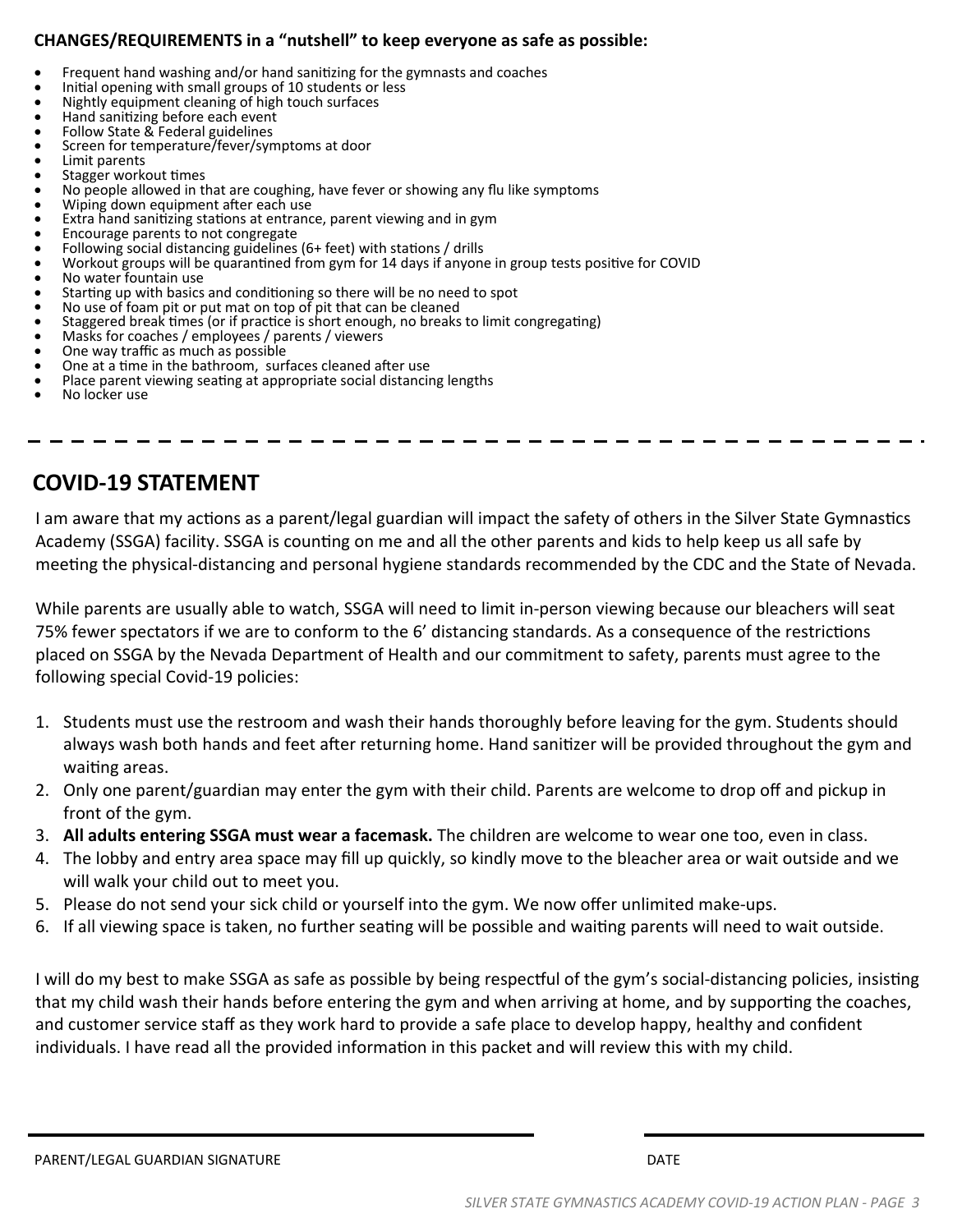**CHANGES/REQUIREMENTS in a "nutshell" to keep everyone as safe as possible:**

- Frequent hand washing and/or hand sanitizing for the gymnasts and coaches
- Initial opening with small groups of 10 students or less
- Nightly equipment cleaning of high touch surfaces
- Hand sanitizing before each event
- Follow State & Federal guidelines
- Screen for temperature/fever/symptoms at door
- Limit parents
- Stagger workout times
- No people allowed in that are coughing, have fever or showing any flu like symptoms
- Wiping down equipment after each use
- Extra hand sanitizing stations at entrance, parent viewing and in gym
- Encourage parents to not congregate
- Following social distancing guidelines (6+ feet) with stations / drills
- Workout groups will be quarantined from gym for 14 days if anyone in group tests positive for COVID
- No water fountain use
- Starting up with basics and conditioning so there will be no need to spot
- No use of foam pit or put mat on top of pit that can be cleaned
- Staggered break times (or if practice is short enough, no breaks to limit congregating)
- Masks for coaches / employees / parents / viewers
- One way traffic as much as possible
- One at a time in the bathroom, surfaces cleaned after use
- Place parent viewing seating at appropriate social distancing lengths
- No locker use

---

## COVID-19 STATEMENT

I am aware that my actions as a parent/legal guardian will impact the safety of others in the Silver State Gymnastics Academy (SSGA) facility. SSGA is counting on me and all the other parents and kids to help keep us all safe by meeting the physical-distancing and personal hygiene standards recommended by the CDC and the State of Nevada.

While parents are usually able to watch, SSGA will need to limit in-person viewing because our bleachers will seat 75% fewer spectators if we are to conform to the 6' distancing standards. As a consequence of the restrictions placed on SSGA by the Nevada Department of Health and our commitment to safety, parents must agree to the following special Covid-19 policies:

1. Students must use the restroom and wash their hands thoroughly before leaving for the gym. Students should always wash both hands and feet after returning home. Hand sanitizer will be provided throughout the gym and waiting areas.
2. Only one parent/guardian may enter the gym with their child. Parents are welcome to drop off and pickup in front of the gym.
3. **All adults entering SSGA must wear a facemask.** The children are welcome to wear one too, even in class.
4. The lobby and entry area space may fill up quickly, so kindly move to the bleacher area or wait outside and we will walk your child out to meet you.
5. Please do not send your sick child or yourself into the gym. We now offer unlimited make-ups.
6. If all viewing space is taken, no further seating will be possible and waiting parents will need to wait outside.

I will do my best to make SSGA as safe as possible by being respectful of the gym's social-distancing policies, insisting that my child wash their hands before entering the gym and when arriving at home, and by supporting the coaches, and customer service staff as they work hard to provide a safe place to develop happy, healthy and confident individuals. I have read all the provided information in this packet and will review this with my child.

PARENT/LEGAL GUARDIAN SIGNATURE

DATE